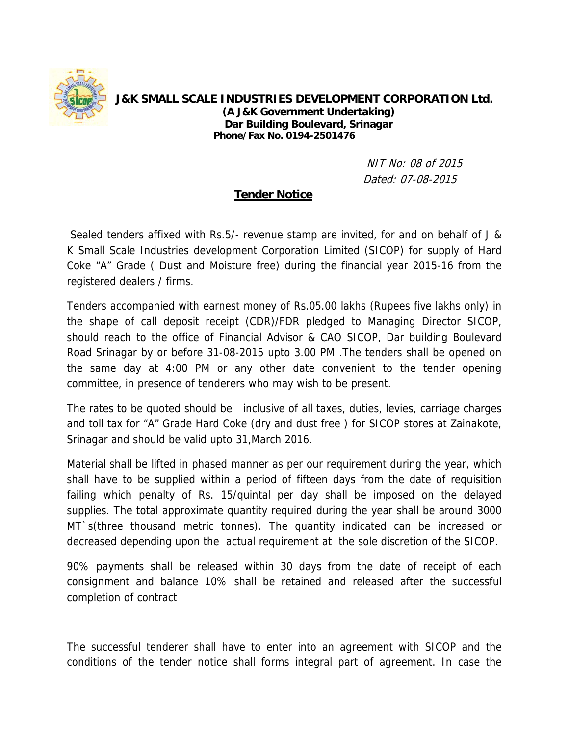**J&K SMALL SCALE INDUSTRIES DEVELOPMENT CORPORATION Ltd.**
**(A J&K Government Undertaking)**
**Dar Building Boulevard, Srinagar**
**Phone/Fax No. 0194-2501476**

*NIT No: 08 of 2015*
*Dated: 07-08-2015*

## <u>Tender Notice</u>

Sealed tenders affixed with Rs.5/- revenue stamp are invited, for and on behalf of J & K Small Scale Industries development Corporation Limited (SICOP) for supply of Hard Coke "A" Grade ( Dust and Moisture free) during the financial year 2015-16 from the registered dealers / firms.

Tenders accompanied with earnest money of Rs.05.00 lakhs (Rupees five lakhs only) in the shape of call deposit receipt (CDR)/FDR pledged to Managing Director SICOP, should reach to the office of Financial Advisor & CAO SICOP, Dar building Boulevard Road Srinagar by or before 31-08-2015 upto 3.00 PM .The tenders shall be opened on the same day at 4:00 PM or any other date convenient to the tender opening committee, in presence of tenderers who may wish to be present.

The rates to be quoted should be inclusive of all taxes, duties, levies, carriage charges and toll tax for "A" Grade Hard Coke (dry and dust free ) for SICOP stores at Zainakote, Srinagar and should be valid upto 31,March 2016.

Material shall be lifted in phased manner as per our requirement during the year, which shall have to be supplied within a period of fifteen days from the date of requisition failing which penalty of Rs. 15/quintal per day shall be imposed on the delayed supplies. The total approximate quantity required during the year shall be around 3000 MT`s(three thousand metric tonnes). The quantity indicated can be increased or decreased depending upon the actual requirement at the sole discretion of the SICOP.

90% payments shall be released within 30 days from the date of receipt of each consignment and balance 10% shall be retained and released after the successful completion of contract

The successful tenderer shall have to enter into an agreement with SICOP and the conditions of the tender notice shall forms integral part of agreement. In case the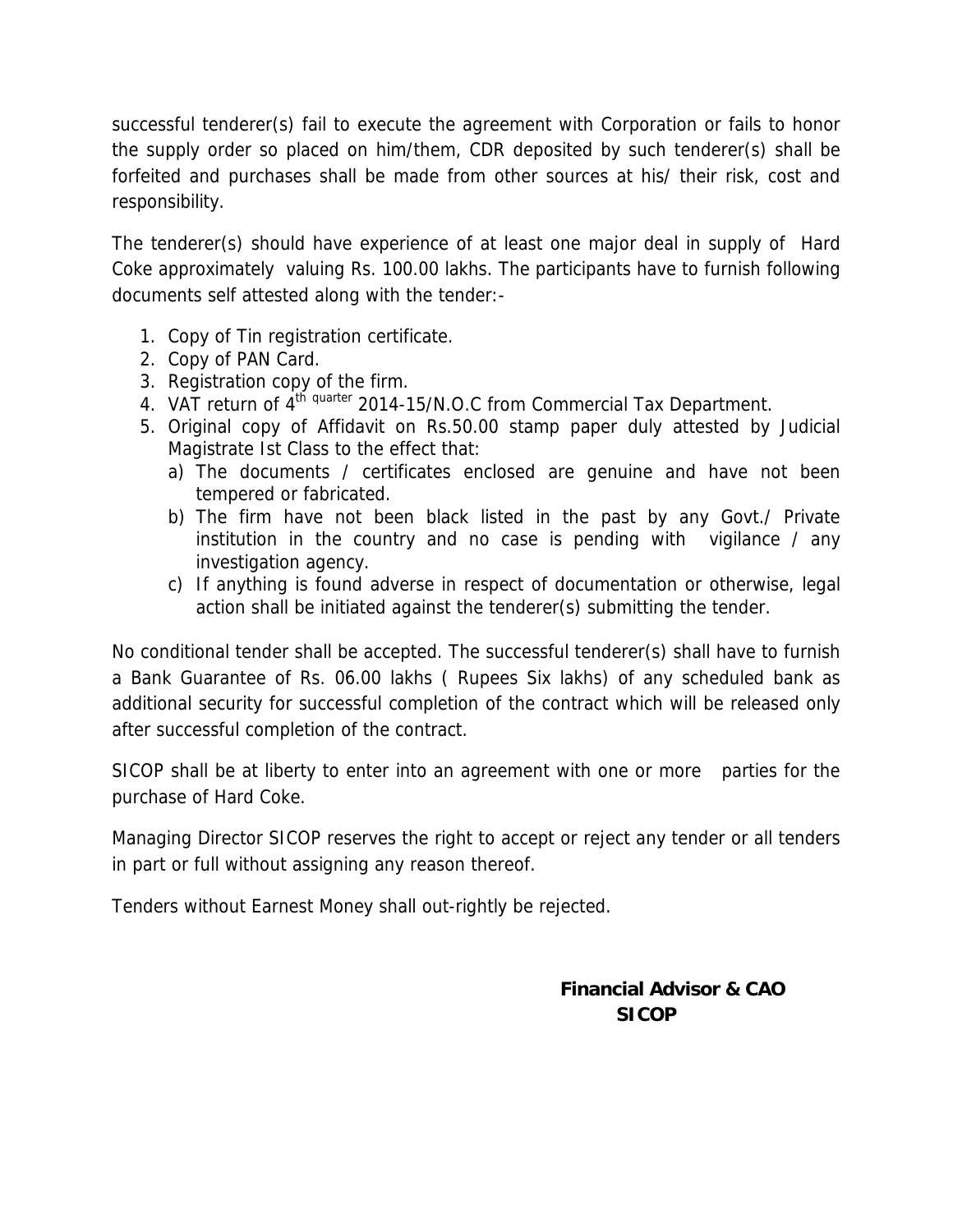successful tenderer(s) fail to execute the agreement with Corporation or fails to honor the supply order so placed on him/them, CDR deposited by such tenderer(s) shall be forfeited and purchases shall be made from other sources at his/ their risk, cost and responsibility.

The tenderer(s) should have experience of at least one major deal in supply of Hard Coke approximately valuing Rs. 100.00 lakhs. The participants have to furnish following documents self attested along with the tender:-

1. Copy of Tin registration certificate.
2. Copy of PAN Card.
3. Registration copy of the firm.
4. VAT return of 4th quarter 2014-15/N.O.C from Commercial Tax Department.
5. Original copy of Affidavit on Rs.50.00 stamp paper duly attested by Judicial Magistrate Ist Class to the effect that:
   a) The documents / certificates enclosed are genuine and have not been tempered or fabricated.
   b) The firm have not been black listed in the past by any Govt./ Private institution in the country and no case is pending with vigilance / any investigation agency.
   c) If anything is found adverse in respect of documentation or otherwise, legal action shall be initiated against the tenderer(s) submitting the tender.

No conditional tender shall be accepted. The successful tenderer(s) shall have to furnish a Bank Guarantee of Rs. 06.00 lakhs ( Rupees Six lakhs) of any scheduled bank as additional security for successful completion of the contract which will be released only after successful completion of the contract.

SICOP shall be at liberty to enter into an agreement with one or more parties for the purchase of Hard Coke.

Managing Director SICOP reserves the right to accept or reject any tender or all tenders in part or full without assigning any reason thereof.

Tenders without Earnest Money shall out-rightly be rejected.

**Financial Advisor & CAO**
**SICOP**